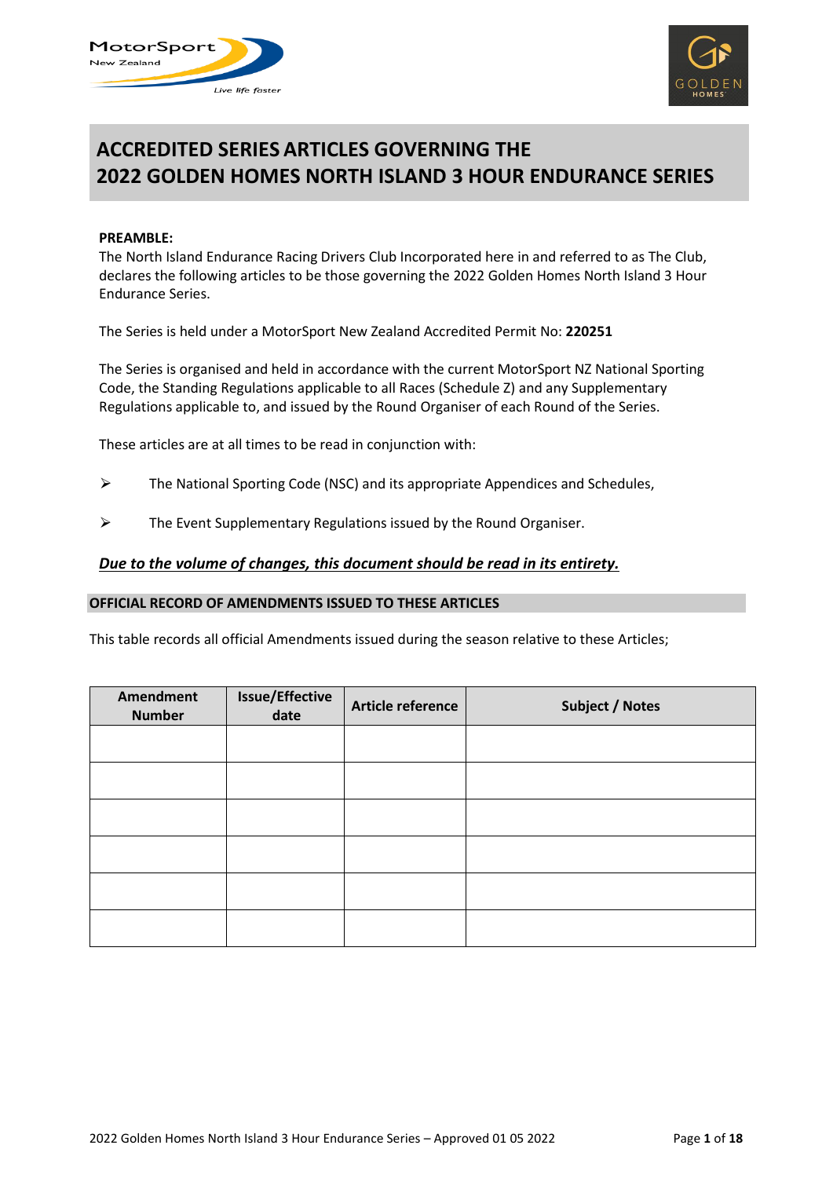# ACCREDITED SERIES ARTICLES GOVERNING THE 2022 GOLDEN HOMES NORTH ISLAND 3 HOUR ENDURANCE SERIES

**PREAMBLE:**

The North Island Endurance Racing Drivers Club Incorporated here in and referred to as The Club, declares the following articles to be those governing the 2022 Golden Homes North Island 3 Hour Endurance Series.

The Series is held under a MotorSport New Zealand Accredited Permit No: **220251**

The Series is organised and held in accordance with the current MotorSport NZ National Sporting Code, the Standing Regulations applicable to all Races (Schedule Z) and any Supplementary Regulations applicable to, and issued by the Round Organiser of each Round of the Series.

These articles are at all times to be read in conjunction with:

- The National Sporting Code (NSC) and its appropriate Appendices and Schedules,
- The Event Supplementary Regulations issued by the Round Organiser.

***Due to the volume of changes, this document should be read in its entirety.***

## OFFICIAL RECORD OF AMENDMENTS ISSUED TO THESE ARTICLES

This table records all official Amendments issued during the season relative to these Articles;

| Amendment Number | Issue/Effective date | Article reference | Subject / Notes |
|---|---|---|---|
| | | | |
| | | | |
| | | | |
| | | | |
| | | | |
| | | | |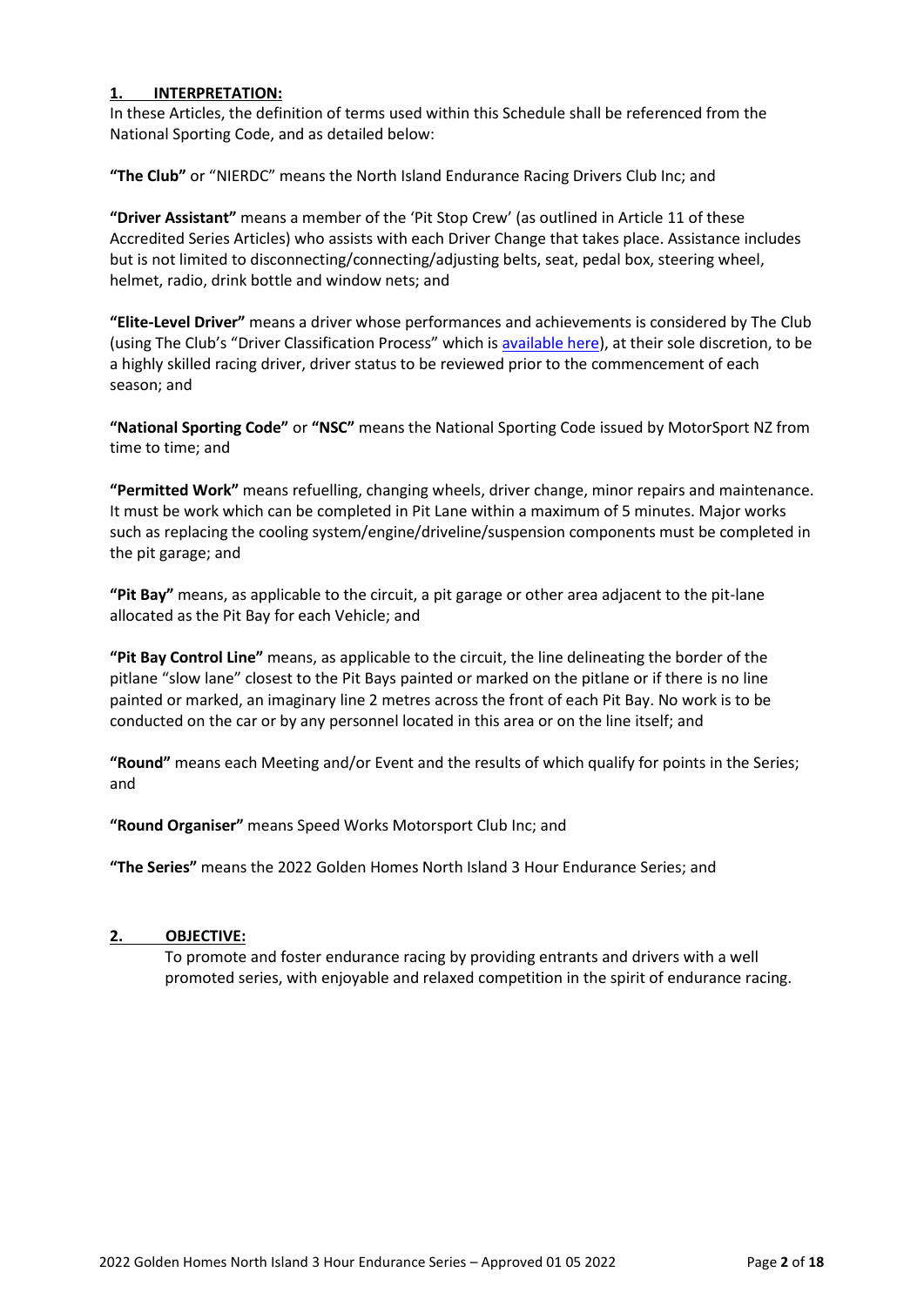## 1. INTERPRETATION:

In these Articles, the definition of terms used within this Schedule shall be referenced from the National Sporting Code, and as detailed below:

**"The Club"** or "NIERDC" means the North Island Endurance Racing Drivers Club Inc; and

**"Driver Assistant"** means a member of the 'Pit Stop Crew' (as outlined in Article 11 of these Accredited Series Articles) who assists with each Driver Change that takes place. Assistance includes but is not limited to disconnecting/connecting/adjusting belts, seat, pedal box, steering wheel, helmet, radio, drink bottle and window nets; and

**"Elite-Level Driver"** means a driver whose performances and achievements is considered by The Club (using The Club's "Driver Classification Process" which is available here), at their sole discretion, to be a highly skilled racing driver, driver status to be reviewed prior to the commencement of each season; and

**"National Sporting Code"** or **"NSC"** means the National Sporting Code issued by MotorSport NZ from time to time; and

**"Permitted Work"** means refuelling, changing wheels, driver change, minor repairs and maintenance. It must be work which can be completed in Pit Lane within a maximum of 5 minutes. Major works such as replacing the cooling system/engine/driveline/suspension components must be completed in the pit garage; and

**"Pit Bay"** means, as applicable to the circuit, a pit garage or other area adjacent to the pit-lane allocated as the Pit Bay for each Vehicle; and

**"Pit Bay Control Line"** means, as applicable to the circuit, the line delineating the border of the pitlane "slow lane" closest to the Pit Bays painted or marked on the pitlane or if there is no line painted or marked, an imaginary line 2 metres across the front of each Pit Bay. No work is to be conducted on the car or by any personnel located in this area or on the line itself; and

**"Round"** means each Meeting and/or Event and the results of which qualify for points in the Series; and

**"Round Organiser"** means Speed Works Motorsport Club Inc; and

**"The Series"** means the 2022 Golden Homes North Island 3 Hour Endurance Series; and

## 2. OBJECTIVE:

To promote and foster endurance racing by providing entrants and drivers with a well promoted series, with enjoyable and relaxed competition in the spirit of endurance racing.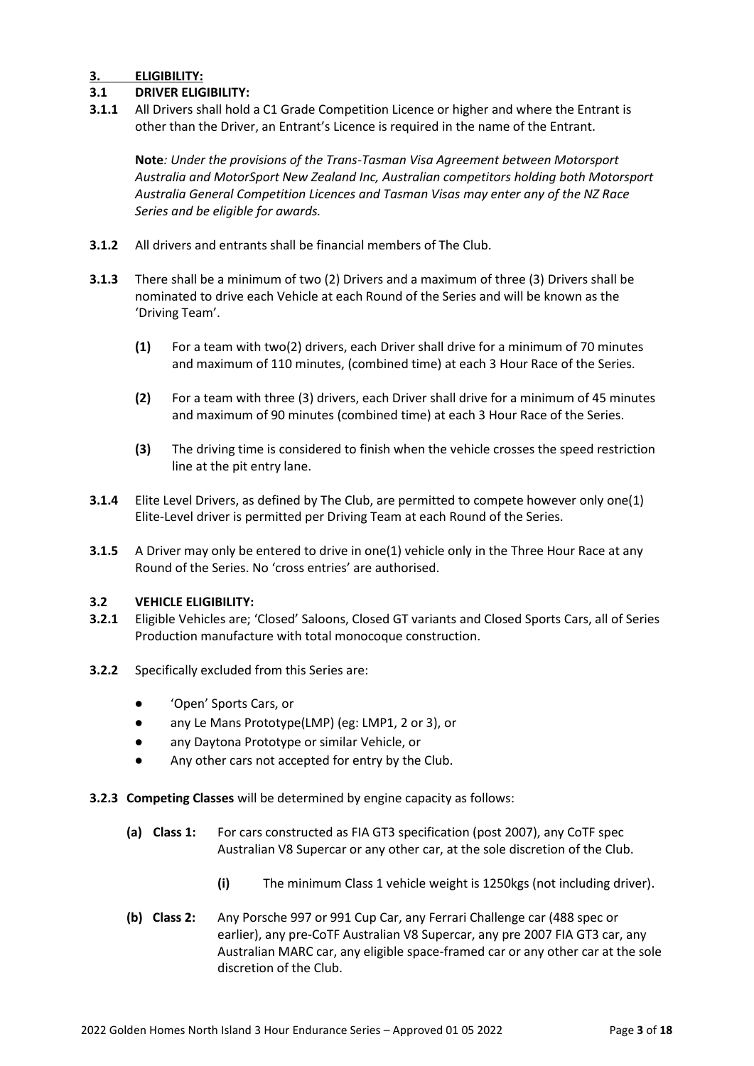## 3. ELIGIBILITY:

### 3.1 DRIVER ELIGIBILITY:

**3.1.1** All Drivers shall hold a C1 Grade Competition Licence or higher and where the Entrant is other than the Driver, an Entrant's Licence is required in the name of the Entrant.

**Note***: Under the provisions of the Trans-Tasman Visa Agreement between Motorsport Australia and MotorSport New Zealand Inc, Australian competitors holding both Motorsport Australia General Competition Licences and Tasman Visas may enter any of the NZ Race Series and be eligible for awards.*

**3.1.2** All drivers and entrants shall be financial members of The Club.

**3.1.3** There shall be a minimum of two (2) Drivers and a maximum of three (3) Drivers shall be nominated to drive each Vehicle at each Round of the Series and will be known as the 'Driving Team'.

- **(1)** For a team with two(2) drivers, each Driver shall drive for a minimum of 70 minutes and maximum of 110 minutes, (combined time) at each 3 Hour Race of the Series.
- **(2)** For a team with three (3) drivers, each Driver shall drive for a minimum of 45 minutes and maximum of 90 minutes (combined time) at each 3 Hour Race of the Series.
- **(3)** The driving time is considered to finish when the vehicle crosses the speed restriction line at the pit entry lane.

**3.1.4** Elite Level Drivers, as defined by The Club, are permitted to compete however only one(1) Elite-Level driver is permitted per Driving Team at each Round of the Series.

**3.1.5** A Driver may only be entered to drive in one(1) vehicle only in the Three Hour Race at any Round of the Series. No 'cross entries' are authorised.

### 3.2 VEHICLE ELIGIBILITY:

**3.2.1** Eligible Vehicles are; 'Closed' Saloons, Closed GT variants and Closed Sports Cars, all of Series Production manufacture with total monocoque construction.

**3.2.2** Specifically excluded from this Series are:

- 'Open' Sports Cars, or
- any Le Mans Prototype(LMP) (eg: LMP1, 2 or 3), or
- any Daytona Prototype or similar Vehicle, or
- Any other cars not accepted for entry by the Club.

**3.2.3 Competing Classes** will be determined by engine capacity as follows:

- **(a) Class 1:** For cars constructed as FIA GT3 specification (post 2007), any CoTF spec Australian V8 Supercar or any other car, at the sole discretion of the Club.
  - **(i)** The minimum Class 1 vehicle weight is 1250kgs (not including driver).
- **(b) Class 2:** Any Porsche 997 or 991 Cup Car, any Ferrari Challenge car (488 spec or earlier), any pre-CoTF Australian V8 Supercar, any pre 2007 FIA GT3 car, any Australian MARC car, any eligible space-framed car or any other car at the sole discretion of the Club.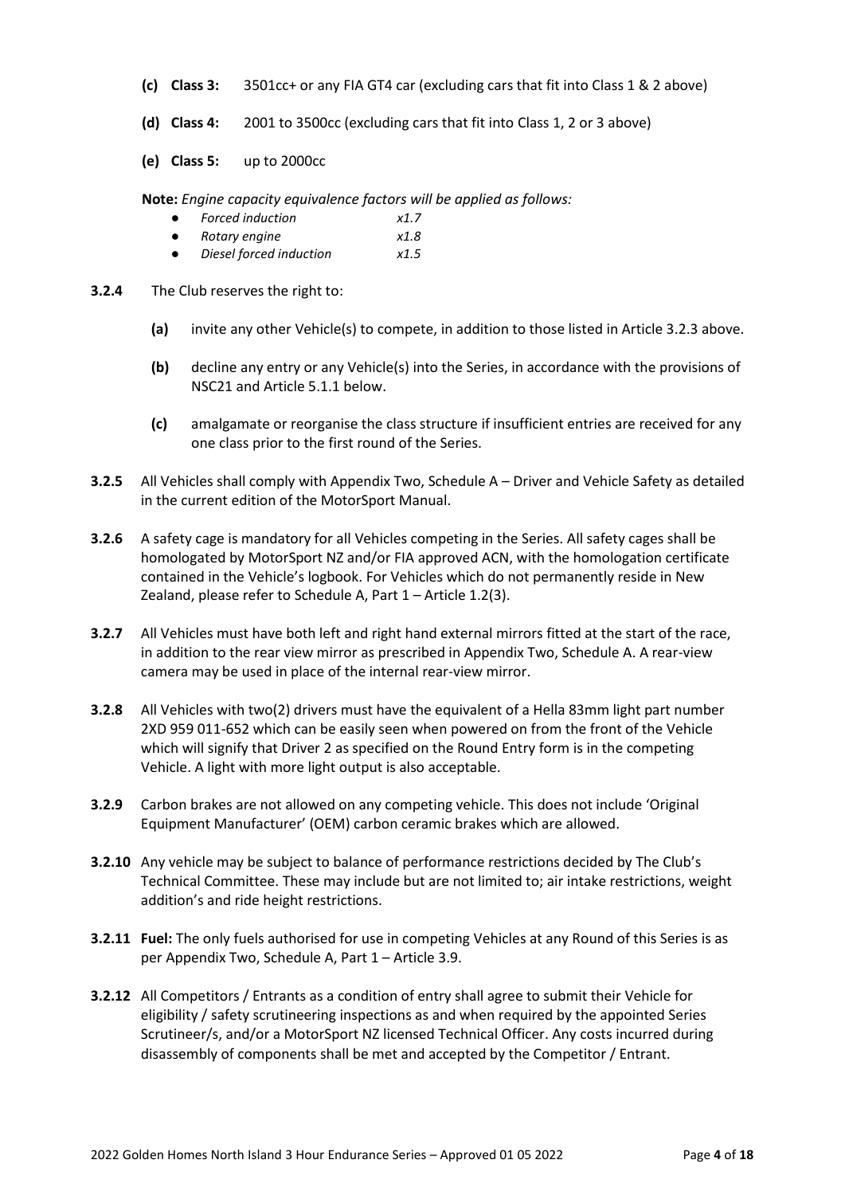- **(c) Class 3:** 3501cc+ or any FIA GT4 car (excluding cars that fit into Class 1 & 2 above)
- **(d) Class 4:** 2001 to 3500cc (excluding cars that fit into Class 1, 2 or 3 above)
- **(e) Class 5:** up to 2000cc

**Note:** *Engine capacity equivalence factors will be applied as follows:*

- *Forced induction x1.7*
- *Rotary engine x1.8*
- *Diesel forced induction x1.5*

**3.2.4** The Club reserves the right to:

- **(a)** invite any other Vehicle(s) to compete, in addition to those listed in Article 3.2.3 above.
- **(b)** decline any entry or any Vehicle(s) into the Series, in accordance with the provisions of NSC21 and Article 5.1.1 below.
- **(c)** amalgamate or reorganise the class structure if insufficient entries are received for any one class prior to the first round of the Series.

**3.2.5** All Vehicles shall comply with Appendix Two, Schedule A – Driver and Vehicle Safety as detailed in the current edition of the MotorSport Manual.

**3.2.6** A safety cage is mandatory for all Vehicles competing in the Series. All safety cages shall be homologated by MotorSport NZ and/or FIA approved ACN, with the homologation certificate contained in the Vehicle's logbook. For Vehicles which do not permanently reside in New Zealand, please refer to Schedule A, Part 1 – Article 1.2(3).

**3.2.7** All Vehicles must have both left and right hand external mirrors fitted at the start of the race, in addition to the rear view mirror as prescribed in Appendix Two, Schedule A. A rear-view camera may be used in place of the internal rear-view mirror.

**3.2.8** All Vehicles with two(2) drivers must have the equivalent of a Hella 83mm light part number 2XD 959 011-652 which can be easily seen when powered on from the front of the Vehicle which will signify that Driver 2 as specified on the Round Entry form is in the competing Vehicle. A light with more light output is also acceptable.

**3.2.9** Carbon brakes are not allowed on any competing vehicle. This does not include 'Original Equipment Manufacturer' (OEM) carbon ceramic brakes which are allowed.

**3.2.10** Any vehicle may be subject to balance of performance restrictions decided by The Club's Technical Committee. These may include but are not limited to; air intake restrictions, weight addition's and ride height restrictions.

**3.2.11** **Fuel:** The only fuels authorised for use in competing Vehicles at any Round of this Series is as per Appendix Two, Schedule A, Part 1 – Article 3.9.

**3.2.12** All Competitors / Entrants as a condition of entry shall agree to submit their Vehicle for eligibility / safety scrutineering inspections as and when required by the appointed Series Scrutineer/s, and/or a MotorSport NZ licensed Technical Officer. Any costs incurred during disassembly of components shall be met and accepted by the Competitor / Entrant.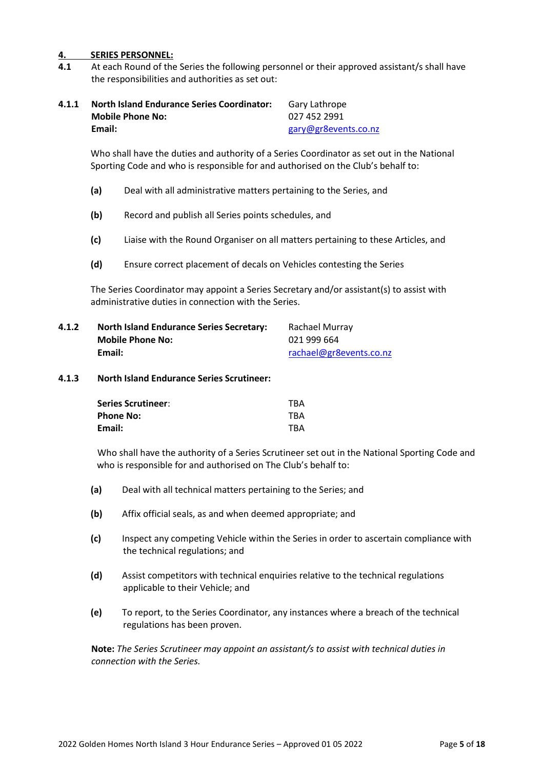## 4. SERIES PERSONNEL:

**4.1** At each Round of the Series the following personnel or their approved assistant/s shall have the responsibilities and authorities as set out:

**4.1.1**

| | |
|---|---|
| **North Island Endurance Series Coordinator:** | Gary Lathrope |
| **Mobile Phone No:** | 027 452 2991 |
| **Email:** | gary@gr8events.co.nz |

Who shall have the duties and authority of a Series Coordinator as set out in the National Sporting Code and who is responsible for and authorised on the Club's behalf to:

**(a)** Deal with all administrative matters pertaining to the Series, and

**(b)** Record and publish all Series points schedules, and

**(c)** Liaise with the Round Organiser on all matters pertaining to these Articles, and

**(d)** Ensure correct placement of decals on Vehicles contesting the Series

The Series Coordinator may appoint a Series Secretary and/or assistant(s) to assist with administrative duties in connection with the Series.

**4.1.2**

| | |
|---|---|
| **North Island Endurance Series Secretary:** | Rachael Murray |
| **Mobile Phone No:** | 021 999 664 |
| **Email:** | rachael@gr8events.co.nz |

**4.1.3 North Island Endurance Series Scrutineer:**

| | |
|---|---|
| **Series Scrutineer**: | TBA |
| **Phone No:** | TBA |
| **Email:** | TBA |

Who shall have the authority of a Series Scrutineer set out in the National Sporting Code and who is responsible for and authorised on The Club's behalf to:

**(a)** Deal with all technical matters pertaining to the Series; and

**(b)** Affix official seals, as and when deemed appropriate; and

**(c)** Inspect any competing Vehicle within the Series in order to ascertain compliance with the technical regulations; and

**(d)** Assist competitors with technical enquiries relative to the technical regulations applicable to their Vehicle; and

**(e)** To report, to the Series Coordinator, any instances where a breach of the technical regulations has been proven.

**Note:** *The Series Scrutineer may appoint an assistant/s to assist with technical duties in connection with the Series.*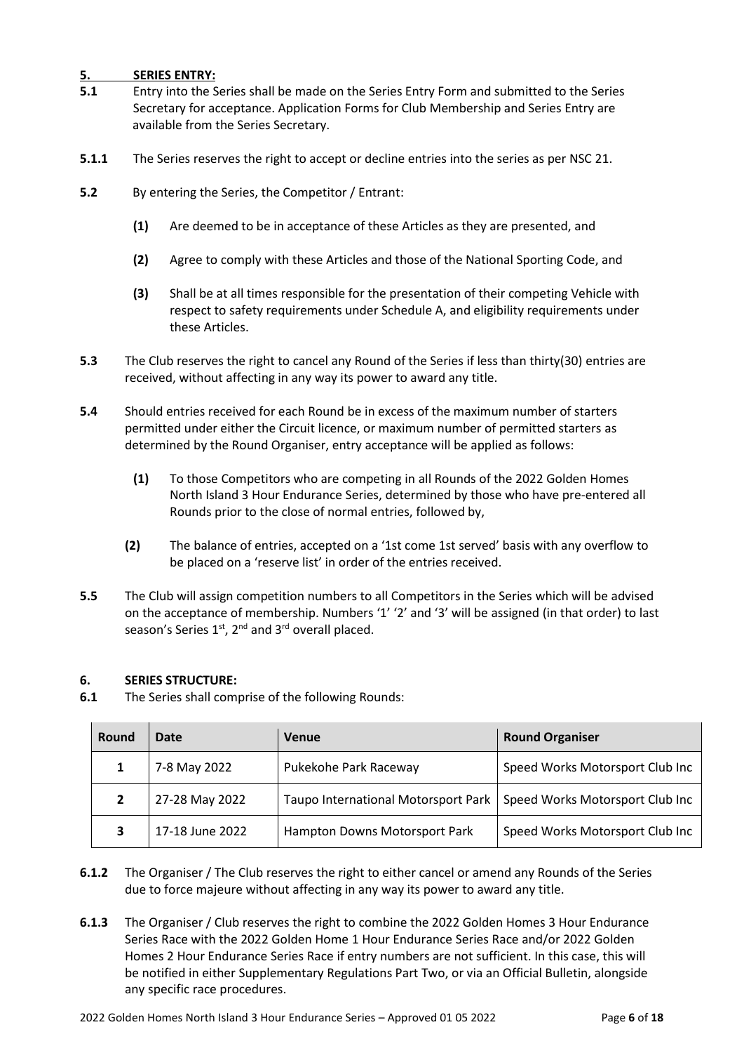## 5. SERIES ENTRY:

**5.1** Entry into the Series shall be made on the Series Entry Form and submitted to the Series Secretary for acceptance. Application Forms for Club Membership and Series Entry are available from the Series Secretary.

**5.1.1** The Series reserves the right to accept or decline entries into the series as per NSC 21.

**5.2** By entering the Series, the Competitor / Entrant:

- **(1)** Are deemed to be in acceptance of these Articles as they are presented, and
- **(2)** Agree to comply with these Articles and those of the National Sporting Code, and
- **(3)** Shall be at all times responsible for the presentation of their competing Vehicle with respect to safety requirements under Schedule A, and eligibility requirements under these Articles.

**5.3** The Club reserves the right to cancel any Round of the Series if less than thirty(30) entries are received, without affecting in any way its power to award any title.

**5.4** Should entries received for each Round be in excess of the maximum number of starters permitted under either the Circuit licence, or maximum number of permitted starters as determined by the Round Organiser, entry acceptance will be applied as follows:

- **(1)** To those Competitors who are competing in all Rounds of the 2022 Golden Homes North Island 3 Hour Endurance Series, determined by those who have pre-entered all Rounds prior to the close of normal entries, followed by,
- **(2)** The balance of entries, accepted on a '1st come 1st served' basis with any overflow to be placed on a 'reserve list' in order of the entries received.

**5.5** The Club will assign competition numbers to all Competitors in the Series which will be advised on the acceptance of membership. Numbers '1' '2' and '3' will be assigned (in that order) to last season's Series 1st, 2nd and 3rd overall placed.

## 6. SERIES STRUCTURE:

**6.1** The Series shall comprise of the following Rounds:

| Round | Date | Venue | Round Organiser |
|---|---|---|---|
| 1 | 7-8 May 2022 | Pukekohe Park Raceway | Speed Works Motorsport Club Inc |
| 2 | 27-28 May 2022 | Taupo International Motorsport Park | Speed Works Motorsport Club Inc |
| 3 | 17-18 June 2022 | Hampton Downs Motorsport Park | Speed Works Motorsport Club Inc |

**6.1.2** The Organiser / The Club reserves the right to either cancel or amend any Rounds of the Series due to force majeure without affecting in any way its power to award any title.

**6.1.3** The Organiser / Club reserves the right to combine the 2022 Golden Homes 3 Hour Endurance Series Race with the 2022 Golden Home 1 Hour Endurance Series Race and/or 2022 Golden Homes 2 Hour Endurance Series Race if entry numbers are not sufficient. In this case, this will be notified in either Supplementary Regulations Part Two, or via an Official Bulletin, alongside any specific race procedures.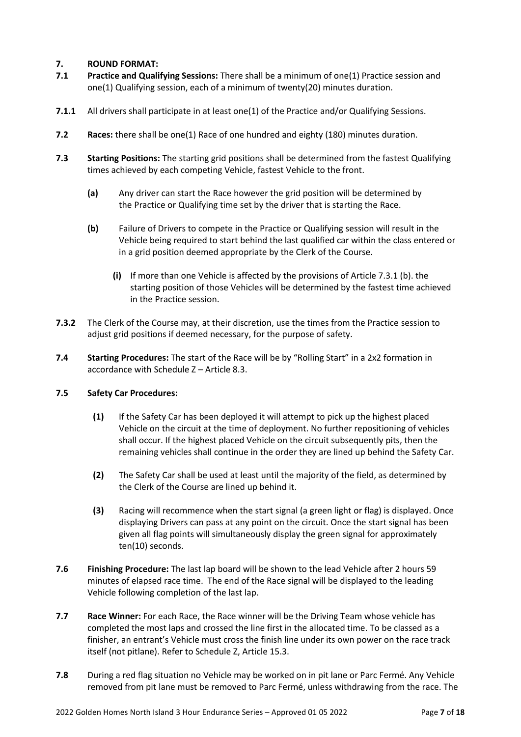## 7. ROUND FORMAT:

**7.1 Practice and Qualifying Sessions:** There shall be a minimum of one(1) Practice session and one(1) Qualifying session, each of a minimum of twenty(20) minutes duration.

**7.1.1** All drivers shall participate in at least one(1) of the Practice and/or Qualifying Sessions.

**7.2 Races:** there shall be one(1) Race of one hundred and eighty (180) minutes duration.

**7.3 Starting Positions:** The starting grid positions shall be determined from the fastest Qualifying times achieved by each competing Vehicle, fastest Vehicle to the front.

- **(a)** Any driver can start the Race however the grid position will be determined by the Practice or Qualifying time set by the driver that is starting the Race.
- **(b)** Failure of Drivers to compete in the Practice or Qualifying session will result in the Vehicle being required to start behind the last qualified car within the class entered or in a grid position deemed appropriate by the Clerk of the Course.
  - **(i)** If more than one Vehicle is affected by the provisions of Article 7.3.1 (b). the starting position of those Vehicles will be determined by the fastest time achieved in the Practice session.

**7.3.2** The Clerk of the Course may, at their discretion, use the times from the Practice session to adjust grid positions if deemed necessary, for the purpose of safety.

**7.4 Starting Procedures:** The start of the Race will be by "Rolling Start" in a 2x2 formation in accordance with Schedule Z – Article 8.3.

**7.5 Safety Car Procedures:**

- **(1)** If the Safety Car has been deployed it will attempt to pick up the highest placed Vehicle on the circuit at the time of deployment. No further repositioning of vehicles shall occur. If the highest placed Vehicle on the circuit subsequently pits, then the remaining vehicles shall continue in the order they are lined up behind the Safety Car.
- **(2)** The Safety Car shall be used at least until the majority of the field, as determined by the Clerk of the Course are lined up behind it.
- **(3)** Racing will recommence when the start signal (a green light or flag) is displayed. Once displaying Drivers can pass at any point on the circuit. Once the start signal has been given all flag points will simultaneously display the green signal for approximately ten(10) seconds.

**7.6 Finishing Procedure:** The last lap board will be shown to the lead Vehicle after 2 hours 59 minutes of elapsed race time. The end of the Race signal will be displayed to the leading Vehicle following completion of the last lap.

**7.7 Race Winner:** For each Race, the Race winner will be the Driving Team whose vehicle has completed the most laps and crossed the line first in the allocated time. To be classed as a finisher, an entrant's Vehicle must cross the finish line under its own power on the race track itself (not pitlane). Refer to Schedule Z, Article 15.3.

**7.8** During a red flag situation no Vehicle may be worked on in pit lane or Parc Fermé. Any Vehicle removed from pit lane must be removed to Parc Fermé, unless withdrawing from the race. The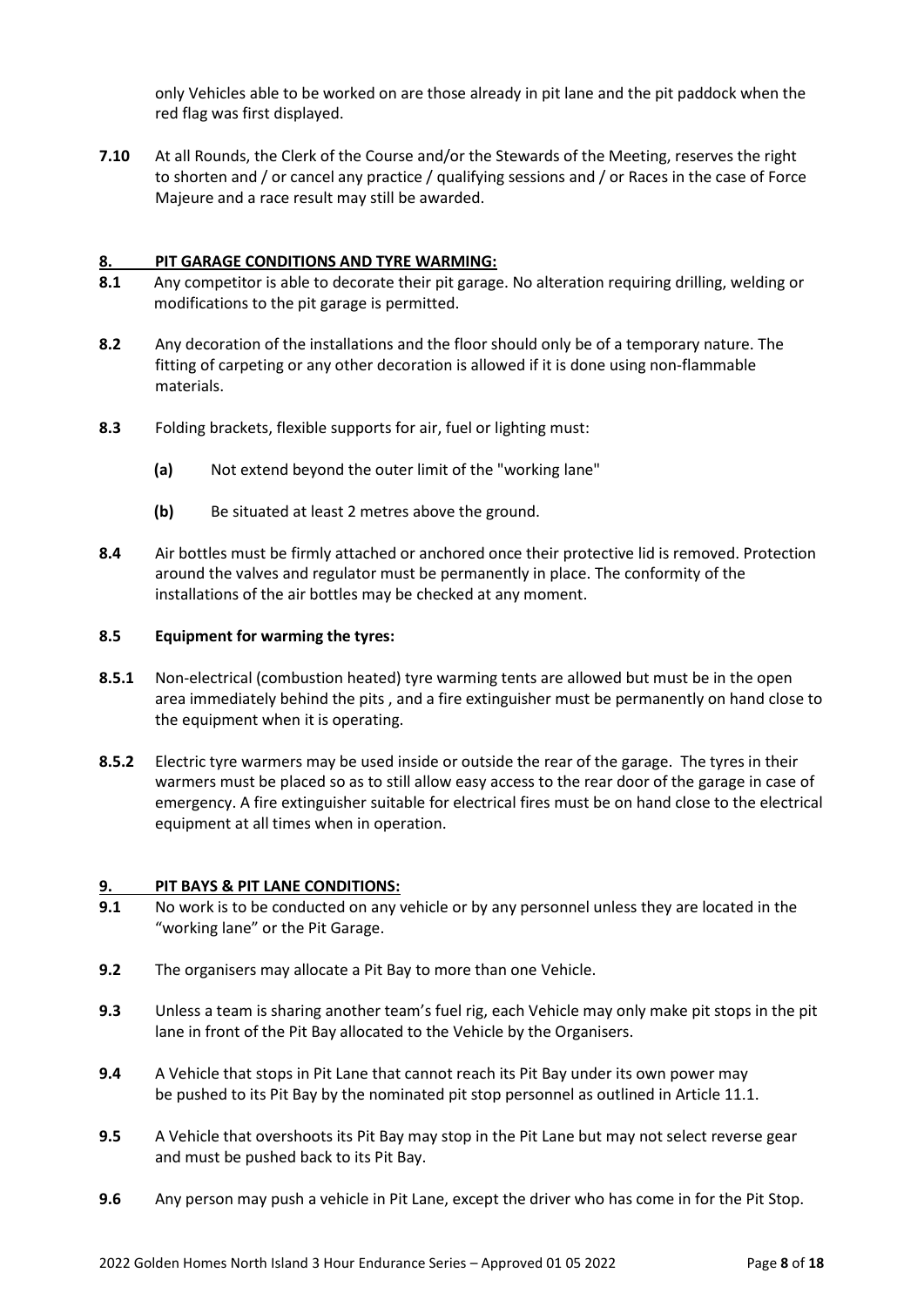only Vehicles able to be worked on are those already in pit lane and the pit paddock when the red flag was first displayed.

**7.10** At all Rounds, the Clerk of the Course and/or the Stewards of the Meeting, reserves the right to shorten and / or cancel any practice / qualifying sessions and / or Races in the case of Force Majeure and a race result may still be awarded.

## 8. PIT GARAGE CONDITIONS AND TYRE WARMING:

**8.1** Any competitor is able to decorate their pit garage. No alteration requiring drilling, welding or modifications to the pit garage is permitted.

**8.2** Any decoration of the installations and the floor should only be of a temporary nature. The fitting of carpeting or any other decoration is allowed if it is done using non-flammable materials.

**8.3** Folding brackets, flexible supports for air, fuel or lighting must:

- **(a)** Not extend beyond the outer limit of the "working lane"
- **(b)** Be situated at least 2 metres above the ground.

**8.4** Air bottles must be firmly attached or anchored once their protective lid is removed. Protection around the valves and regulator must be permanently in place. The conformity of the installations of the air bottles may be checked at any moment.

**8.5 Equipment for warming the tyres:**

**8.5.1** Non-electrical (combustion heated) tyre warming tents are allowed but must be in the open area immediately behind the pits , and a fire extinguisher must be permanently on hand close to the equipment when it is operating.

**8.5.2** Electric tyre warmers may be used inside or outside the rear of the garage. The tyres in their warmers must be placed so as to still allow easy access to the rear door of the garage in case of emergency. A fire extinguisher suitable for electrical fires must be on hand close to the electrical equipment at all times when in operation.

## 9. PIT BAYS & PIT LANE CONDITIONS:

**9.1** No work is to be conducted on any vehicle or by any personnel unless they are located in the "working lane" or the Pit Garage.

**9.2** The organisers may allocate a Pit Bay to more than one Vehicle.

**9.3** Unless a team is sharing another team's fuel rig, each Vehicle may only make pit stops in the pit lane in front of the Pit Bay allocated to the Vehicle by the Organisers.

**9.4** A Vehicle that stops in Pit Lane that cannot reach its Pit Bay under its own power may be pushed to its Pit Bay by the nominated pit stop personnel as outlined in Article 11.1.

**9.5** A Vehicle that overshoots its Pit Bay may stop in the Pit Lane but may not select reverse gear and must be pushed back to its Pit Bay.

**9.6** Any person may push a vehicle in Pit Lane, except the driver who has come in for the Pit Stop.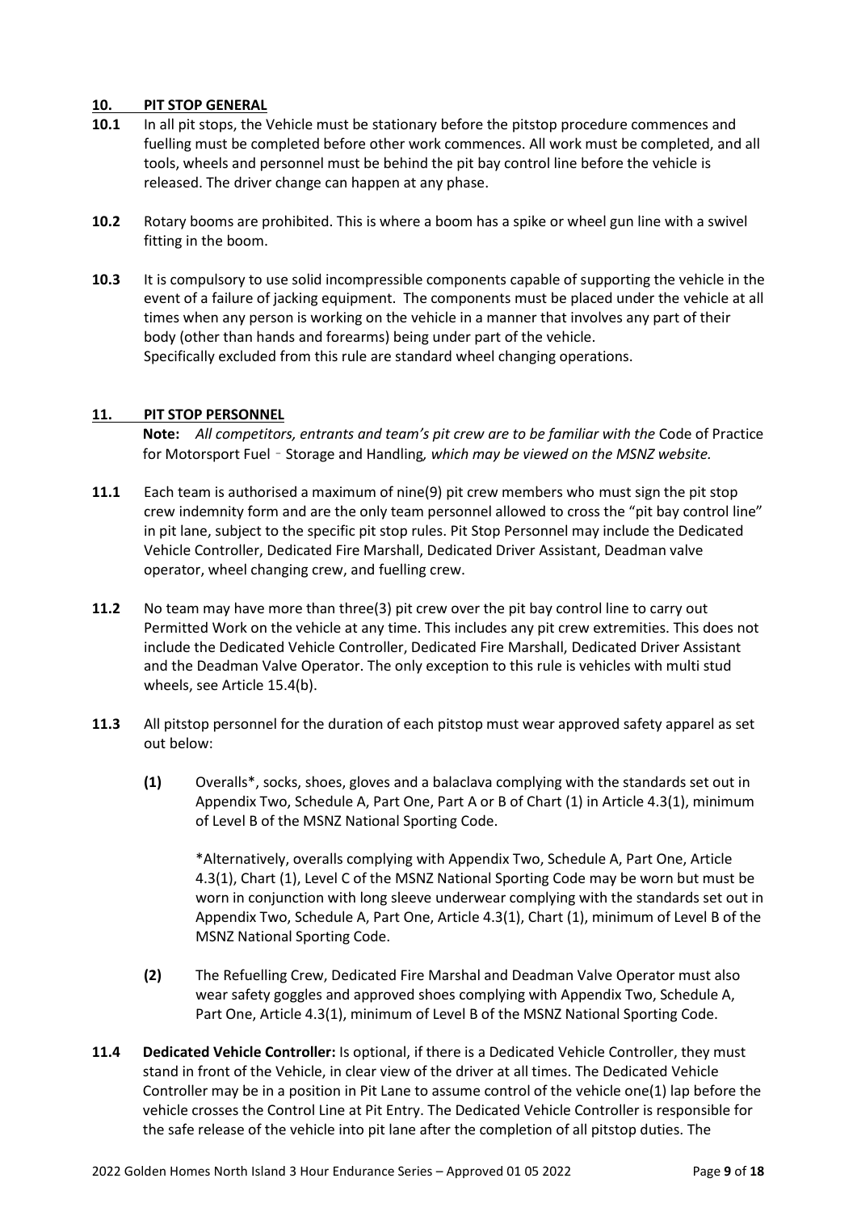## 10. PIT STOP GENERAL

**10.1** In all pit stops, the Vehicle must be stationary before the pitstop procedure commences and fuelling must be completed before other work commences. All work must be completed, and all tools, wheels and personnel must be behind the pit bay control line before the vehicle is released. The driver change can happen at any phase.

**10.2** Rotary booms are prohibited. This is where a boom has a spike or wheel gun line with a swivel fitting in the boom.

**10.3** It is compulsory to use solid incompressible components capable of supporting the vehicle in the event of a failure of jacking equipment. The components must be placed under the vehicle at all times when any person is working on the vehicle in a manner that involves any part of their body (other than hands and forearms) being under part of the vehicle.
Specifically excluded from this rule are standard wheel changing operations.

## 11. PIT STOP PERSONNEL

**Note:** *All competitors, entrants and team's pit crew are to be familiar with the* Code of Practice for Motorsport Fuel - Storage and Handling*, which may be viewed on the MSNZ website.*

**11.1** Each team is authorised a maximum of nine(9) pit crew members who must sign the pit stop crew indemnity form and are the only team personnel allowed to cross the "pit bay control line" in pit lane, subject to the specific pit stop rules. Pit Stop Personnel may include the Dedicated Vehicle Controller, Dedicated Fire Marshall, Dedicated Driver Assistant, Deadman valve operator, wheel changing crew, and fuelling crew.

**11.2** No team may have more than three(3) pit crew over the pit bay control line to carry out Permitted Work on the vehicle at any time. This includes any pit crew extremities. This does not include the Dedicated Vehicle Controller, Dedicated Fire Marshall, Dedicated Driver Assistant and the Deadman Valve Operator. The only exception to this rule is vehicles with multi stud wheels, see Article 15.4(b).

**11.3** All pitstop personnel for the duration of each pitstop must wear approved safety apparel as set out below:

**(1)** Overalls*, socks, shoes, gloves and a balaclava complying with the standards set out in Appendix Two, Schedule A, Part One, Part A or B of Chart (1) in Article 4.3(1), minimum of Level B of the MSNZ National Sporting Code.

*Alternatively, overalls complying with Appendix Two, Schedule A, Part One, Article 4.3(1), Chart (1), Level C of the MSNZ National Sporting Code may be worn but must be worn in conjunction with long sleeve underwear complying with the standards set out in Appendix Two, Schedule A, Part One, Article 4.3(1), Chart (1), minimum of Level B of the MSNZ National Sporting Code.

**(2)** The Refuelling Crew, Dedicated Fire Marshal and Deadman Valve Operator must also wear safety goggles and approved shoes complying with Appendix Two, Schedule A, Part One, Article 4.3(1), minimum of Level B of the MSNZ National Sporting Code.

**11.4** **Dedicated Vehicle Controller:** Is optional, if there is a Dedicated Vehicle Controller, they must stand in front of the Vehicle, in clear view of the driver at all times. The Dedicated Vehicle Controller may be in a position in Pit Lane to assume control of the vehicle one(1) lap before the vehicle crosses the Control Line at Pit Entry. The Dedicated Vehicle Controller is responsible for the safe release of the vehicle into pit lane after the completion of all pitstop duties. The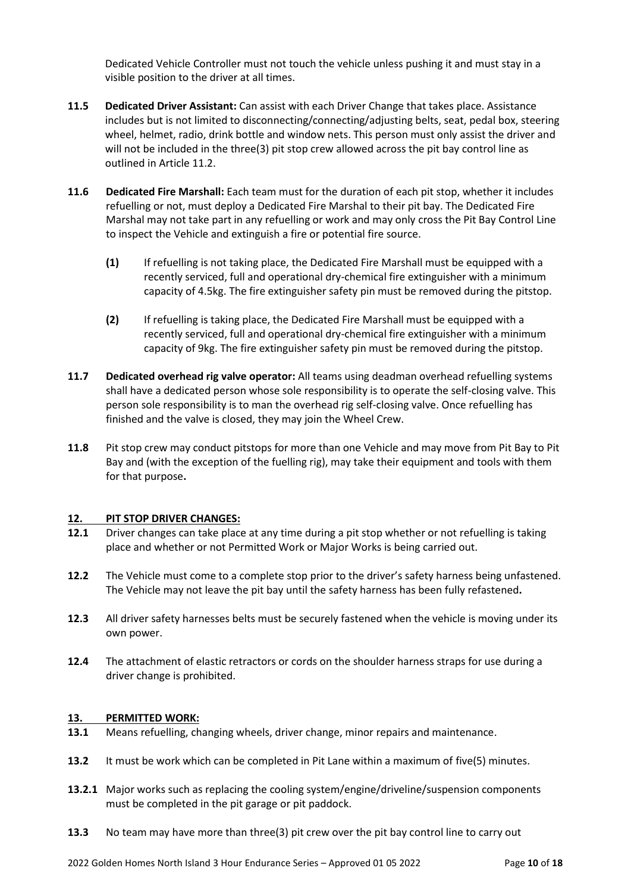Dedicated Vehicle Controller must not touch the vehicle unless pushing it and must stay in a visible position to the driver at all times.

**11.5** **Dedicated Driver Assistant:** Can assist with each Driver Change that takes place. Assistance includes but is not limited to disconnecting/connecting/adjusting belts, seat, pedal box, steering wheel, helmet, radio, drink bottle and window nets. This person must only assist the driver and will not be included in the three(3) pit stop crew allowed across the pit bay control line as outlined in Article 11.2.

**11.6** **Dedicated Fire Marshall:** Each team must for the duration of each pit stop, whether it includes refuelling or not, must deploy a Dedicated Fire Marshal to their pit bay. The Dedicated Fire Marshal may not take part in any refuelling or work and may only cross the Pit Bay Control Line to inspect the Vehicle and extinguish a fire or potential fire source.

**(1)** If refuelling is not taking place, the Dedicated Fire Marshall must be equipped with a recently serviced, full and operational dry-chemical fire extinguisher with a minimum capacity of 4.5kg. The fire extinguisher safety pin must be removed during the pitstop.

**(2)** If refuelling is taking place, the Dedicated Fire Marshall must be equipped with a recently serviced, full and operational dry-chemical fire extinguisher with a minimum capacity of 9kg. The fire extinguisher safety pin must be removed during the pitstop.

**11.7** **Dedicated overhead rig valve operator:** All teams using deadman overhead refuelling systems shall have a dedicated person whose sole responsibility is to operate the self-closing valve. This person sole responsibility is to man the overhead rig self-closing valve. Once refuelling has finished and the valve is closed, they may join the Wheel Crew.

**11.8** Pit stop crew may conduct pitstops for more than one Vehicle and may move from Pit Bay to Pit Bay and (with the exception of the fuelling rig), may take their equipment and tools with them for that purpose**.**

## 12. PIT STOP DRIVER CHANGES:

**12.1** Driver changes can take place at any time during a pit stop whether or not refuelling is taking place and whether or not Permitted Work or Major Works is being carried out.

**12.2** The Vehicle must come to a complete stop prior to the driver's safety harness being unfastened. The Vehicle may not leave the pit bay until the safety harness has been fully refastened**.**

**12.3** All driver safety harnesses belts must be securely fastened when the vehicle is moving under its own power.

**12.4** The attachment of elastic retractors or cords on the shoulder harness straps for use during a driver change is prohibited.

## 13. PERMITTED WORK:

**13.1** Means refuelling, changing wheels, driver change, minor repairs and maintenance.

**13.2** It must be work which can be completed in Pit Lane within a maximum of five(5) minutes.

**13.2.1** Major works such as replacing the cooling system/engine/driveline/suspension components must be completed in the pit garage or pit paddock.

**13.3** No team may have more than three(3) pit crew over the pit bay control line to carry out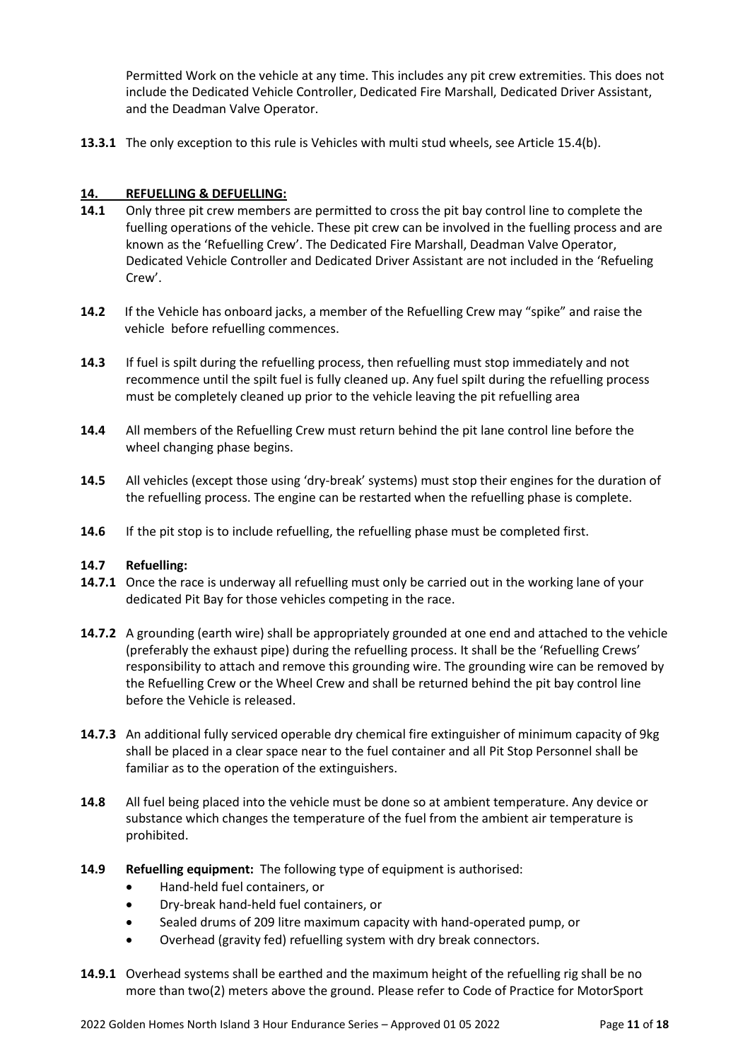Permitted Work on the vehicle at any time. This includes any pit crew extremities. This does not include the Dedicated Vehicle Controller, Dedicated Fire Marshall, Dedicated Driver Assistant, and the Deadman Valve Operator.

**13.3.1** The only exception to this rule is Vehicles with multi stud wheels, see Article 15.4(b).

## 14. REFUELLING & DEFUELLING:

**14.1** Only three pit crew members are permitted to cross the pit bay control line to complete the fuelling operations of the vehicle. These pit crew can be involved in the fuelling process and are known as the 'Refuelling Crew'. The Dedicated Fire Marshall, Deadman Valve Operator, Dedicated Vehicle Controller and Dedicated Driver Assistant are not included in the 'Refueling Crew'.

**14.2** If the Vehicle has onboard jacks, a member of the Refuelling Crew may "spike" and raise the vehicle before refuelling commences.

**14.3** If fuel is spilt during the refuelling process, then refuelling must stop immediately and not recommence until the spilt fuel is fully cleaned up. Any fuel spilt during the refuelling process must be completely cleaned up prior to the vehicle leaving the pit refuelling area

**14.4** All members of the Refuelling Crew must return behind the pit lane control line before the wheel changing phase begins.

**14.5** All vehicles (except those using 'dry-break' systems) must stop their engines for the duration of the refuelling process. The engine can be restarted when the refuelling phase is complete.

**14.6** If the pit stop is to include refuelling, the refuelling phase must be completed first.

**14.7 Refuelling:**

**14.7.1** Once the race is underway all refuelling must only be carried out in the working lane of your dedicated Pit Bay for those vehicles competing in the race.

**14.7.2** A grounding (earth wire) shall be appropriately grounded at one end and attached to the vehicle (preferably the exhaust pipe) during the refuelling process. It shall be the 'Refuelling Crews' responsibility to attach and remove this grounding wire. The grounding wire can be removed by the Refuelling Crew or the Wheel Crew and shall be returned behind the pit bay control line before the Vehicle is released.

**14.7.3** An additional fully serviced operable dry chemical fire extinguisher of minimum capacity of 9kg shall be placed in a clear space near to the fuel container and all Pit Stop Personnel shall be familiar as to the operation of the extinguishers.

**14.8** All fuel being placed into the vehicle must be done so at ambient temperature. Any device or substance which changes the temperature of the fuel from the ambient air temperature is prohibited.

**14.9 Refuelling equipment:** The following type of equipment is authorised:

- Hand-held fuel containers, or
- Dry-break hand-held fuel containers, or
- Sealed drums of 209 litre maximum capacity with hand-operated pump, or
- Overhead (gravity fed) refuelling system with dry break connectors.

**14.9.1** Overhead systems shall be earthed and the maximum height of the refuelling rig shall be no more than two(2) meters above the ground. Please refer to Code of Practice for MotorSport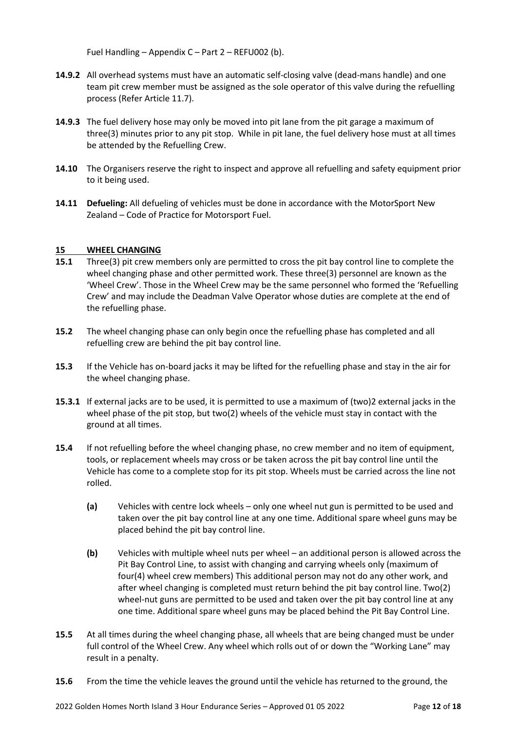Fuel Handling – Appendix C – Part 2 – REFU002 (b).

**14.9.2** All overhead systems must have an automatic self-closing valve (dead-mans handle) and one team pit crew member must be assigned as the sole operator of this valve during the refuelling process (Refer Article 11.7).

**14.9.3** The fuel delivery hose may only be moved into pit lane from the pit garage a maximum of three(3) minutes prior to any pit stop. While in pit lane, the fuel delivery hose must at all times be attended by the Refuelling Crew.

**14.10** The Organisers reserve the right to inspect and approve all refuelling and safety equipment prior to it being used.

**14.11** **Defueling:** All defueling of vehicles must be done in accordance with the MotorSport New Zealand – Code of Practice for Motorsport Fuel.

## 15 WHEEL CHANGING

**15.1** Three(3) pit crew members only are permitted to cross the pit bay control line to complete the wheel changing phase and other permitted work. These three(3) personnel are known as the 'Wheel Crew'. Those in the Wheel Crew may be the same personnel who formed the 'Refuelling Crew' and may include the Deadman Valve Operator whose duties are complete at the end of the refuelling phase.

**15.2** The wheel changing phase can only begin once the refuelling phase has completed and all refuelling crew are behind the pit bay control line.

**15.3** If the Vehicle has on-board jacks it may be lifted for the refuelling phase and stay in the air for the wheel changing phase.

**15.3.1** If external jacks are to be used, it is permitted to use a maximum of (two)2 external jacks in the wheel phase of the pit stop, but two(2) wheels of the vehicle must stay in contact with the ground at all times.

**15.4** If not refuelling before the wheel changing phase, no crew member and no item of equipment, tools, or replacement wheels may cross or be taken across the pit bay control line until the Vehicle has come to a complete stop for its pit stop. Wheels must be carried across the line not rolled.

- **(a)** Vehicles with centre lock wheels – only one wheel nut gun is permitted to be used and taken over the pit bay control line at any one time. Additional spare wheel guns may be placed behind the pit bay control line.

- **(b)** Vehicles with multiple wheel nuts per wheel – an additional person is allowed across the Pit Bay Control Line, to assist with changing and carrying wheels only (maximum of four(4) wheel crew members) This additional person may not do any other work, and after wheel changing is completed must return behind the pit bay control line. Two(2) wheel-nut guns are permitted to be used and taken over the pit bay control line at any one time. Additional spare wheel guns may be placed behind the Pit Bay Control Line.

**15.5** At all times during the wheel changing phase, all wheels that are being changed must be under full control of the Wheel Crew. Any wheel which rolls out of or down the "Working Lane" may result in a penalty.

**15.6** From the time the vehicle leaves the ground until the vehicle has returned to the ground, the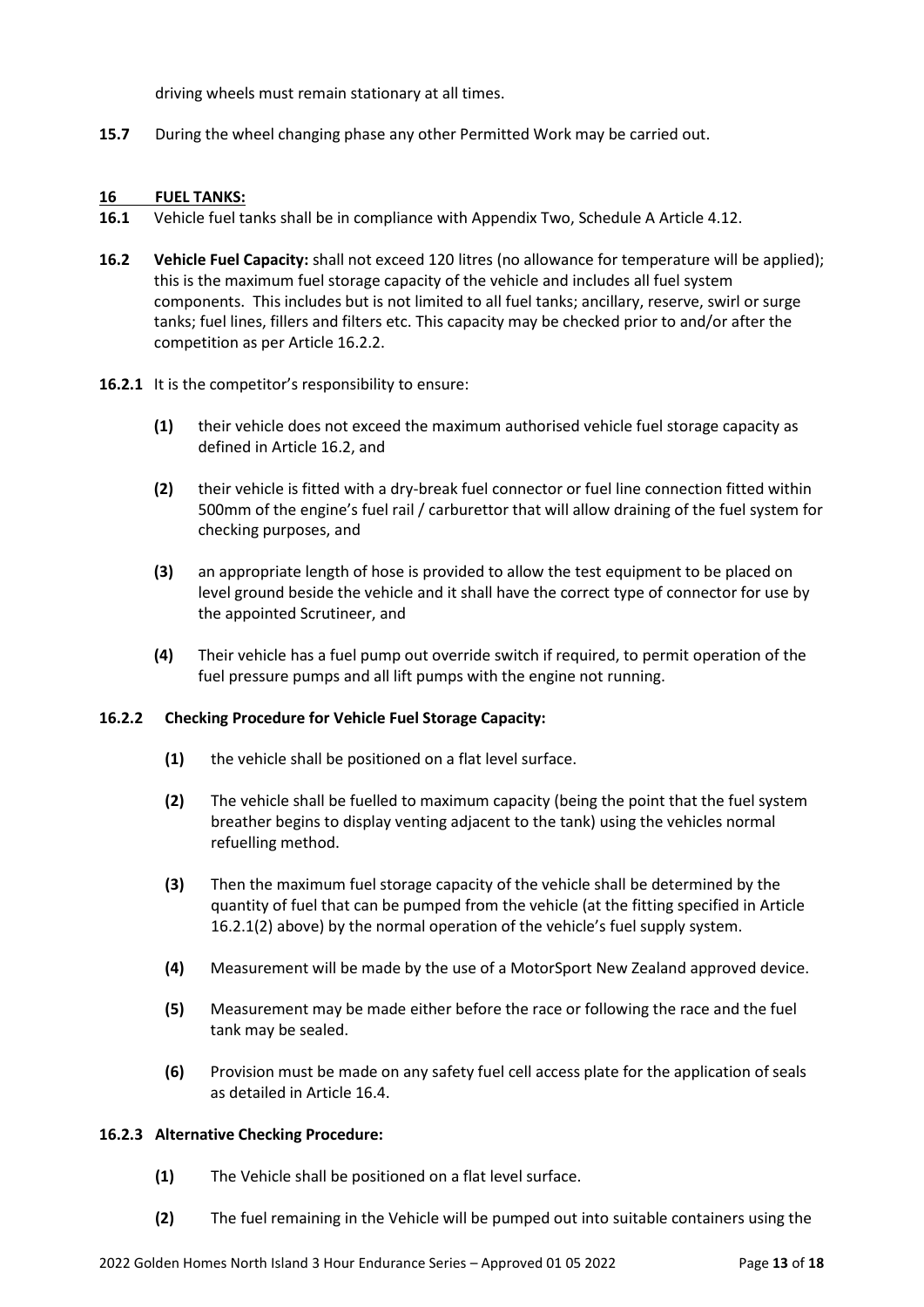driving wheels must remain stationary at all times.

**15.7** During the wheel changing phase any other Permitted Work may be carried out.

## 16 FUEL TANKS:

**16.1** Vehicle fuel tanks shall be in compliance with Appendix Two, Schedule A Article 4.12.

**16.2** **Vehicle Fuel Capacity:** shall not exceed 120 litres (no allowance for temperature will be applied); this is the maximum fuel storage capacity of the vehicle and includes all fuel system components. This includes but is not limited to all fuel tanks; ancillary, reserve, swirl or surge tanks; fuel lines, fillers and filters etc. This capacity may be checked prior to and/or after the competition as per Article 16.2.2.

**16.2.1** It is the competitor's responsibility to ensure:

- **(1)** their vehicle does not exceed the maximum authorised vehicle fuel storage capacity as defined in Article 16.2, and
- **(2)** their vehicle is fitted with a dry-break fuel connector or fuel line connection fitted within 500mm of the engine's fuel rail / carburettor that will allow draining of the fuel system for checking purposes, and
- **(3)** an appropriate length of hose is provided to allow the test equipment to be placed on level ground beside the vehicle and it shall have the correct type of connector for use by the appointed Scrutineer, and
- **(4)** Their vehicle has a fuel pump out override switch if required, to permit operation of the fuel pressure pumps and all lift pumps with the engine not running.

**16.2.2 Checking Procedure for Vehicle Fuel Storage Capacity:**

- **(1)** the vehicle shall be positioned on a flat level surface.
- **(2)** The vehicle shall be fuelled to maximum capacity (being the point that the fuel system breather begins to display venting adjacent to the tank) using the vehicles normal refuelling method.
- **(3)** Then the maximum fuel storage capacity of the vehicle shall be determined by the quantity of fuel that can be pumped from the vehicle (at the fitting specified in Article 16.2.1(2) above) by the normal operation of the vehicle's fuel supply system.
- **(4)** Measurement will be made by the use of a MotorSport New Zealand approved device.
- **(5)** Measurement may be made either before the race or following the race and the fuel tank may be sealed.
- **(6)** Provision must be made on any safety fuel cell access plate for the application of seals as detailed in Article 16.4.

**16.2.3 Alternative Checking Procedure:**

- **(1)** The Vehicle shall be positioned on a flat level surface.
- **(2)** The fuel remaining in the Vehicle will be pumped out into suitable containers using the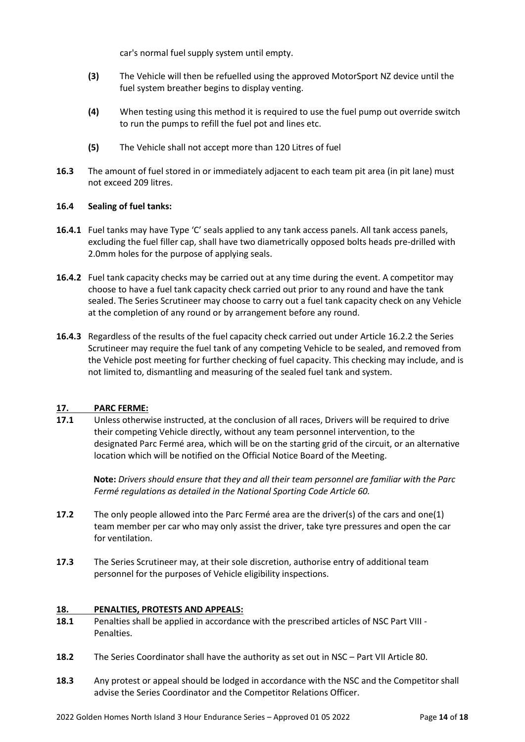car's normal fuel supply system until empty.

**(3)** The Vehicle will then be refuelled using the approved MotorSport NZ device until the fuel system breather begins to display venting.

**(4)** When testing using this method it is required to use the fuel pump out override switch to run the pumps to refill the fuel pot and lines etc.

**(5)** The Vehicle shall not accept more than 120 Litres of fuel

**16.3** The amount of fuel stored in or immediately adjacent to each team pit area (in pit lane) must not exceed 209 litres.

**16.4 Sealing of fuel tanks:**

**16.4.1** Fuel tanks may have Type 'C' seals applied to any tank access panels. All tank access panels, excluding the fuel filler cap, shall have two diametrically opposed bolts heads pre-drilled with 2.0mm holes for the purpose of applying seals.

**16.4.2** Fuel tank capacity checks may be carried out at any time during the event. A competitor may choose to have a fuel tank capacity check carried out prior to any round and have the tank sealed. The Series Scrutineer may choose to carry out a fuel tank capacity check on any Vehicle at the completion of any round or by arrangement before any round.

**16.4.3** Regardless of the results of the fuel capacity check carried out under Article 16.2.2 the Series Scrutineer may require the fuel tank of any competing Vehicle to be sealed, and removed from the Vehicle post meeting for further checking of fuel capacity. This checking may include, and is not limited to, dismantling and measuring of the sealed fuel tank and system.

## 17. PARC FERME:

**17.1** Unless otherwise instructed, at the conclusion of all races, Drivers will be required to drive their competing Vehicle directly, without any team personnel intervention, to the designated Parc Fermé area, which will be on the starting grid of the circuit, or an alternative location which will be notified on the Official Notice Board of the Meeting.

**Note:** *Drivers should ensure that they and all their team personnel are familiar with the Parc Fermé regulations as detailed in the National Sporting Code Article 60.*

**17.2** The only people allowed into the Parc Fermé area are the driver(s) of the cars and one(1) team member per car who may only assist the driver, take tyre pressures and open the car for ventilation.

**17.3** The Series Scrutineer may, at their sole discretion, authorise entry of additional team personnel for the purposes of Vehicle eligibility inspections.

## 18. PENALTIES, PROTESTS AND APPEALS:

**18.1** Penalties shall be applied in accordance with the prescribed articles of NSC Part VIII - Penalties.

**18.2** The Series Coordinator shall have the authority as set out in NSC – Part VII Article 80.

**18.3** Any protest or appeal should be lodged in accordance with the NSC and the Competitor shall advise the Series Coordinator and the Competitor Relations Officer.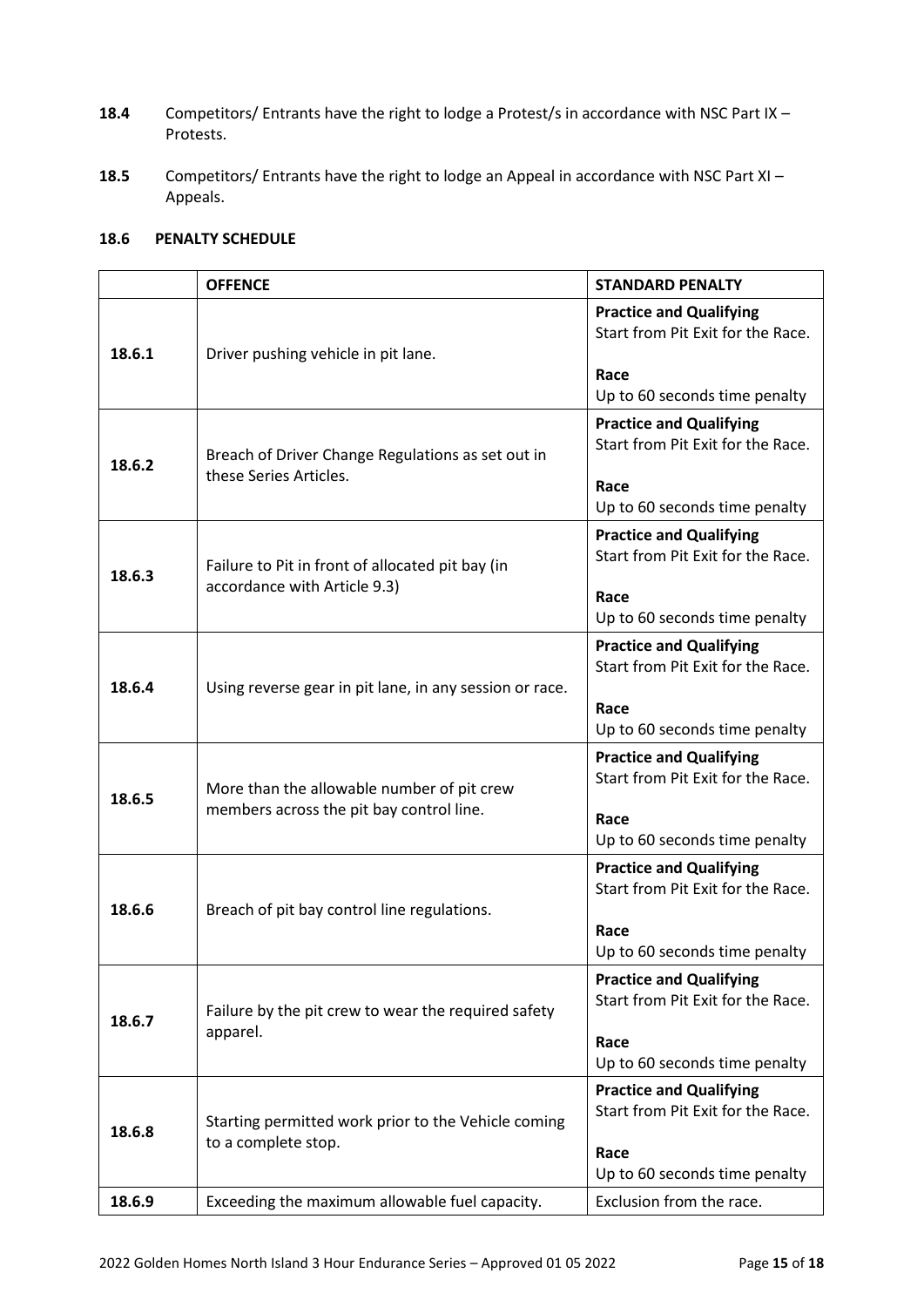**18.4** Competitors/ Entrants have the right to lodge a Protest/s in accordance with NSC Part IX – Protests.

**18.5** Competitors/ Entrants have the right to lodge an Appeal in accordance with NSC Part XI – Appeals.

### 18.6 PENALTY SCHEDULE

| | **OFFENCE** | **STANDARD PENALTY** |
|---|---|---|
| **18.6.1** | Driver pushing vehicle in pit lane. | **Practice and Qualifying**<br>Start from Pit Exit for the Race.<br><br>**Race**<br>Up to 60 seconds time penalty |
| **18.6.2** | Breach of Driver Change Regulations as set out in these Series Articles. | **Practice and Qualifying**<br>Start from Pit Exit for the Race.<br><br>**Race**<br>Up to 60 seconds time penalty |
| **18.6.3** | Failure to Pit in front of allocated pit bay (in accordance with Article 9.3) | **Practice and Qualifying**<br>Start from Pit Exit for the Race.<br><br>**Race**<br>Up to 60 seconds time penalty |
| **18.6.4** | Using reverse gear in pit lane, in any session or race. | **Practice and Qualifying**<br>Start from Pit Exit for the Race.<br><br>**Race**<br>Up to 60 seconds time penalty |
| **18.6.5** | More than the allowable number of pit crew members across the pit bay control line. | **Practice and Qualifying**<br>Start from Pit Exit for the Race.<br><br>**Race**<br>Up to 60 seconds time penalty |
| **18.6.6** | Breach of pit bay control line regulations. | **Practice and Qualifying**<br>Start from Pit Exit for the Race.<br><br>**Race**<br>Up to 60 seconds time penalty |
| **18.6.7** | Failure by the pit crew to wear the required safety apparel. | **Practice and Qualifying**<br>Start from Pit Exit for the Race.<br><br>**Race**<br>Up to 60 seconds time penalty |
| **18.6.8** | Starting permitted work prior to the Vehicle coming to a complete stop. | **Practice and Qualifying**<br>Start from Pit Exit for the Race.<br><br>**Race**<br>Up to 60 seconds time penalty |
| **18.6.9** | Exceeding the maximum allowable fuel capacity. | Exclusion from the race. |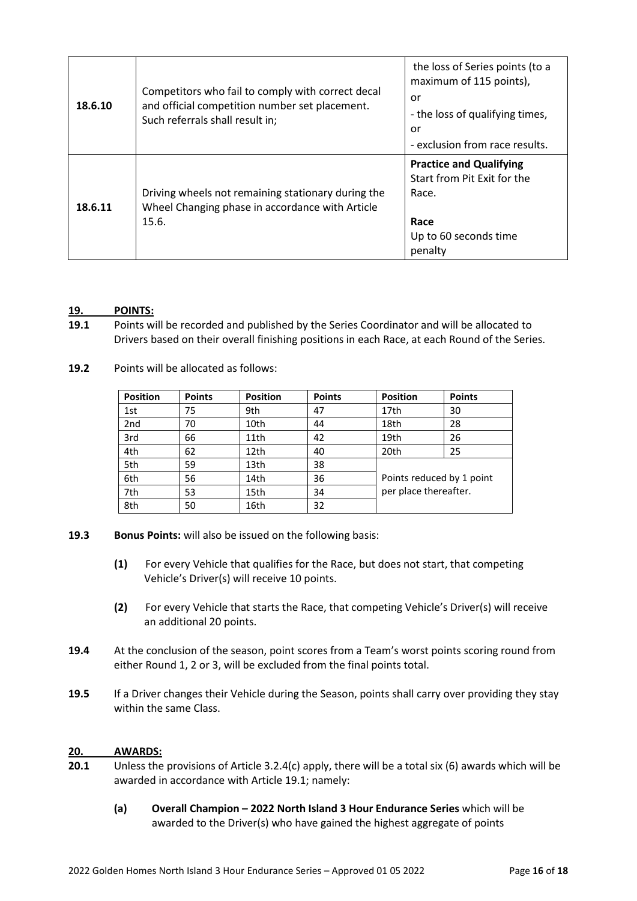| | | |
|---|---|---|
| **18.6.10** | Competitors who fail to comply with correct decal and official competition number set placement. Such referrals shall result in; | the loss of Series points (to a maximum of 115 points),<br>or<br>- the loss of qualifying times,<br>or<br>- exclusion from race results. |
| **18.6.11** | Driving wheels not remaining stationary during the Wheel Changing phase in accordance with Article 15.6. | **Practice and Qualifying**<br>Start from Pit Exit for the Race.<br><br>**Race**<br>Up to 60 seconds time penalty |

## 19. POINTS:

**19.1** Points will be recorded and published by the Series Coordinator and will be allocated to Drivers based on their overall finishing positions in each Race, at each Round of the Series.

**19.2** Points will be allocated as follows:

| Position | Points | Position | Points | Position | Points |
|---|---|---|---|---|---|
| 1st | 75 | 9th | 47 | 17th | 30 |
| 2nd | 70 | 10th | 44 | 18th | 28 |
| 3rd | 66 | 11th | 42 | 19th | 26 |
| 4th | 62 | 12th | 40 | 20th | 25 |
| 5th | 59 | 13th | 38 | Points reduced by 1 point per place thereafter. | |
| 6th | 56 | 14th | 36 | | |
| 7th | 53 | 15th | 34 | | |
| 8th | 50 | 16th | 32 | | |

**19.3** **Bonus Points:** will also be issued on the following basis:

- **(1)** For every Vehicle that qualifies for the Race, but does not start, that competing Vehicle's Driver(s) will receive 10 points.
- **(2)** For every Vehicle that starts the Race, that competing Vehicle's Driver(s) will receive an additional 20 points.

**19.4** At the conclusion of the season, point scores from a Team's worst points scoring round from either Round 1, 2 or 3, will be excluded from the final points total.

**19.5** If a Driver changes their Vehicle during the Season, points shall carry over providing they stay within the same Class.

## 20. AWARDS:

**20.1** Unless the provisions of Article 3.2.4(c) apply, there will be a total six (6) awards which will be awarded in accordance with Article 19.1; namely:

- **(a)** **Overall Champion – 2022 North Island 3 Hour Endurance Series** which will be awarded to the Driver(s) who have gained the highest aggregate of points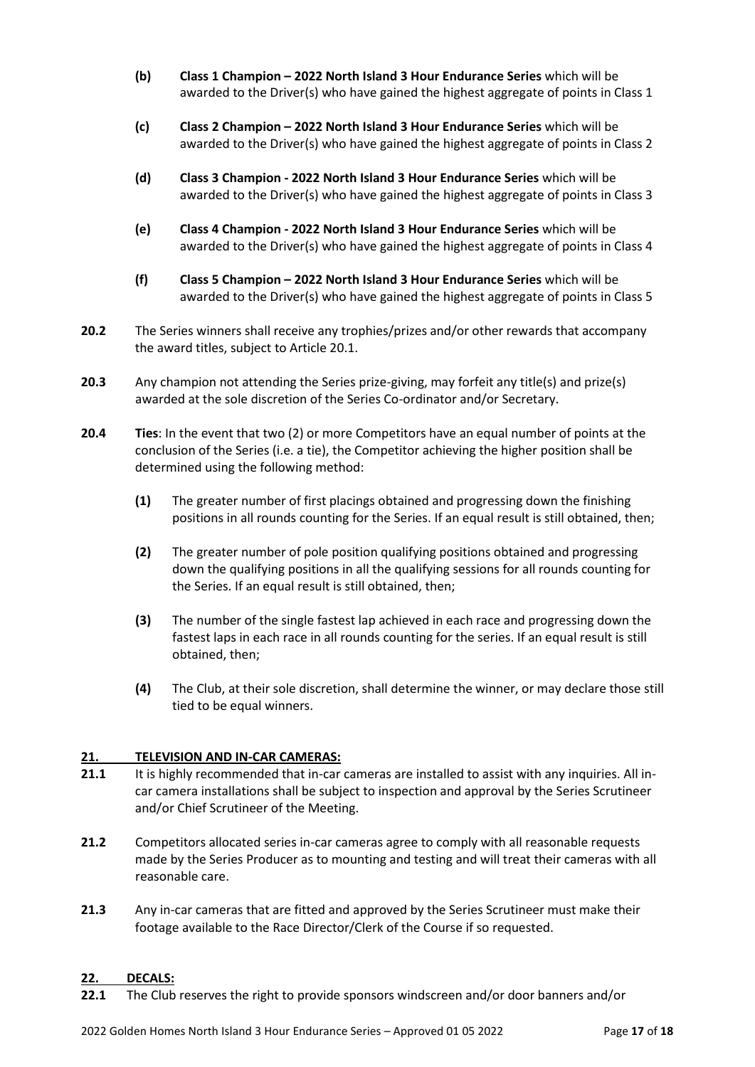- **(b)** **Class 1 Champion – 2022 North Island 3 Hour Endurance Series** which will be awarded to the Driver(s) who have gained the highest aggregate of points in Class 1

- **(c)** **Class 2 Champion – 2022 North Island 3 Hour Endurance Series** which will be awarded to the Driver(s) who have gained the highest aggregate of points in Class 2

- **(d)** **Class 3 Champion - 2022 North Island 3 Hour Endurance Series** which will be awarded to the Driver(s) who have gained the highest aggregate of points in Class 3

- **(e)** **Class 4 Champion - 2022 North Island 3 Hour Endurance Series** which will be awarded to the Driver(s) who have gained the highest aggregate of points in Class 4

- **(f)** **Class 5 Champion – 2022 North Island 3 Hour Endurance Series** which will be awarded to the Driver(s) who have gained the highest aggregate of points in Class 5

**20.2** The Series winners shall receive any trophies/prizes and/or other rewards that accompany the award titles, subject to Article 20.1.

**20.3** Any champion not attending the Series prize-giving, may forfeit any title(s) and prize(s) awarded at the sole discretion of the Series Co-ordinator and/or Secretary.

**20.4** **Ties**: In the event that two (2) or more Competitors have an equal number of points at the conclusion of the Series (i.e. a tie), the Competitor achieving the higher position shall be determined using the following method:

- **(1)** The greater number of first placings obtained and progressing down the finishing positions in all rounds counting for the Series. If an equal result is still obtained, then;

- **(2)** The greater number of pole position qualifying positions obtained and progressing down the qualifying positions in all the qualifying sessions for all rounds counting for the Series. If an equal result is still obtained, then;

- **(3)** The number of the single fastest lap achieved in each race and progressing down the fastest laps in each race in all rounds counting for the series. If an equal result is still obtained, then;

- **(4)** The Club, at their sole discretion, shall determine the winner, or may declare those still tied to be equal winners.

## 21. TELEVISION AND IN-CAR CAMERAS:

**21.1** It is highly recommended that in-car cameras are installed to assist with any inquiries. All in-car camera installations shall be subject to inspection and approval by the Series Scrutineer and/or Chief Scrutineer of the Meeting.

**21.2** Competitors allocated series in-car cameras agree to comply with all reasonable requests made by the Series Producer as to mounting and testing and will treat their cameras with all reasonable care.

**21.3** Any in-car cameras that are fitted and approved by the Series Scrutineer must make their footage available to the Race Director/Clerk of the Course if so requested.

## 22. DECALS:

**22.1** The Club reserves the right to provide sponsors windscreen and/or door banners and/or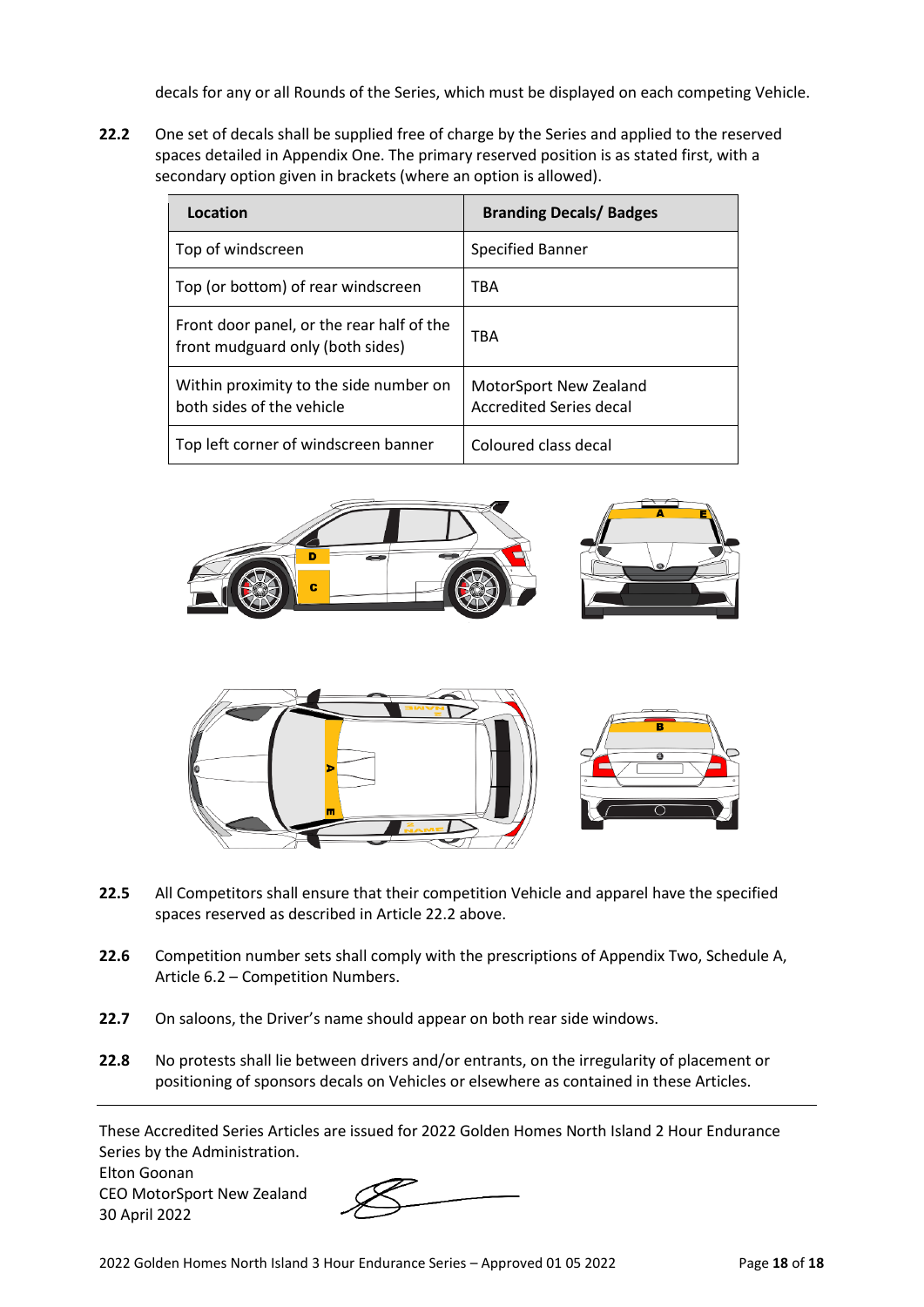decals for any or all Rounds of the Series, which must be displayed on each competing Vehicle.

**22.2** One set of decals shall be supplied free of charge by the Series and applied to the reserved spaces detailed in Appendix One. The primary reserved position is as stated first, with a secondary option given in brackets (where an option is allowed).

| Location | Branding Decals/ Badges |
|---|---|
| Top of windscreen | Specified Banner |
| Top (or bottom) of rear windscreen | TBA |
| Front door panel, or the rear half of the front mudguard only (both sides) | TBA |
| Within proximity to the side number on both sides of the vehicle | MotorSport New Zealand Accredited Series decal |
| Top left corner of windscreen banner | Coloured class decal |

D

C

A

E

NAME

B

**22.5** All Competitors shall ensure that their competition Vehicle and apparel have the specified spaces reserved as described in Article 22.2 above.

**22.6** Competition number sets shall comply with the prescriptions of Appendix Two, Schedule A, Article 6.2 – Competition Numbers.

**22.7** On saloons, the Driver's name should appear on both rear side windows.

**22.8** No protests shall lie between drivers and/or entrants, on the irregularity of placement or positioning of sponsors decals on Vehicles or elsewhere as contained in these Articles.

---

These Accredited Series Articles are issued for 2022 Golden Homes North Island 2 Hour Endurance Series by the Administration.
Elton Goonan
CEO MotorSport New Zealand
30 April 2022